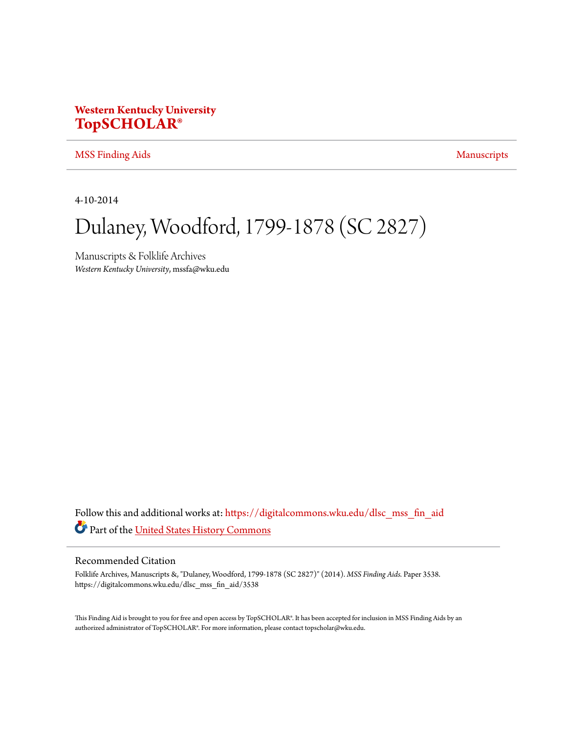**Western Kentucky University**
**TopSCHOLAR®**

MSS Finding Aids | Manuscripts

4-10-2014

# Dulaney, Woodford, 1799-1878 (SC 2827)

Manuscripts & Folklife Archives
*Western Kentucky University*, mssfa@wku.edu

Follow this and additional works at: https://digitalcommons.wku.edu/dlsc_mss_fin_aid

Part of the United States History Commons

## Recommended Citation

Folklife Archives, Manuscripts &, "Dulaney, Woodford, 1799-1878 (SC 2827)" (2014). *MSS Finding Aids.* Paper 3538.
https://digitalcommons.wku.edu/dlsc_mss_fin_aid/3538

This Finding Aid is brought to you for free and open access by TopSCHOLAR®. It has been accepted for inclusion in MSS Finding Aids by an authorized administrator of TopSCHOLAR®. For more information, please contact topscholar@wku.edu.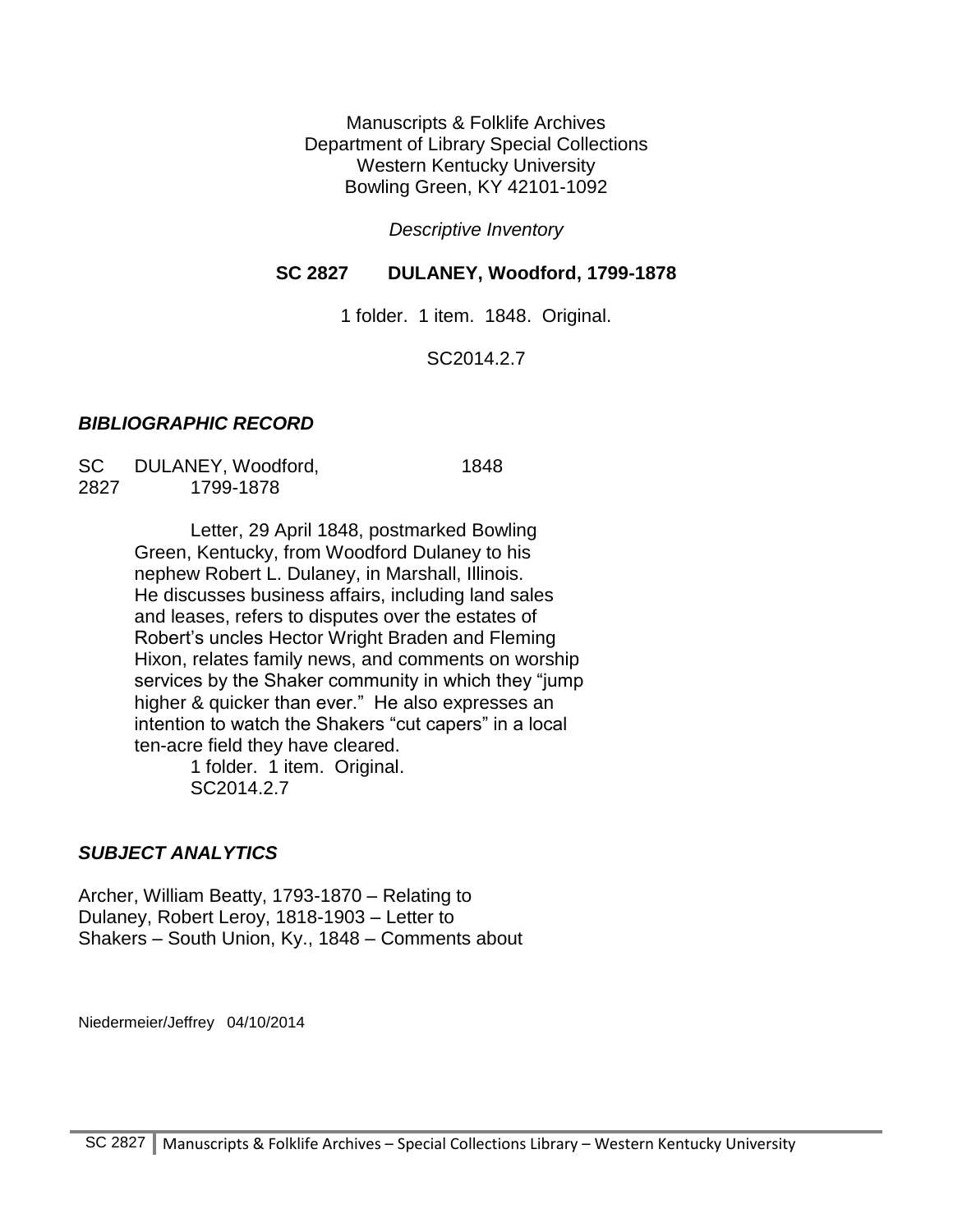Manuscripts & Folklife Archives
Department of Library Special Collections
Western Kentucky University
Bowling Green, KY 42101-1092

*Descriptive Inventory*

**SC 2827 DULANEY, Woodford, 1799-1878**

1 folder. 1 item. 1848. Original.

SC2014.2.7

### *BIBLIOGRAPHIC RECORD*

SC 2827 DULANEY, Woodford, 1799-1878 1848

Letter, 29 April 1848, postmarked Bowling Green, Kentucky, from Woodford Dulaney to his nephew Robert L. Dulaney, in Marshall, Illinois. He discusses business affairs, including land sales and leases, refers to disputes over the estates of Robert's uncles Hector Wright Braden and Fleming Hixon, relates family news, and comments on worship services by the Shaker community in which they "jump higher & quicker than ever." He also expresses an intention to watch the Shakers "cut capers" in a local ten-acre field they have cleared.

1 folder. 1 item. Original.
SC2014.2.7

### *SUBJECT ANALYTICS*

Archer, William Beatty, 1793-1870 – Relating to
Dulaney, Robert Leroy, 1818-1903 – Letter to
Shakers – South Union, Ky., 1848 – Comments about

Niedermeier/Jeffrey 04/10/2014